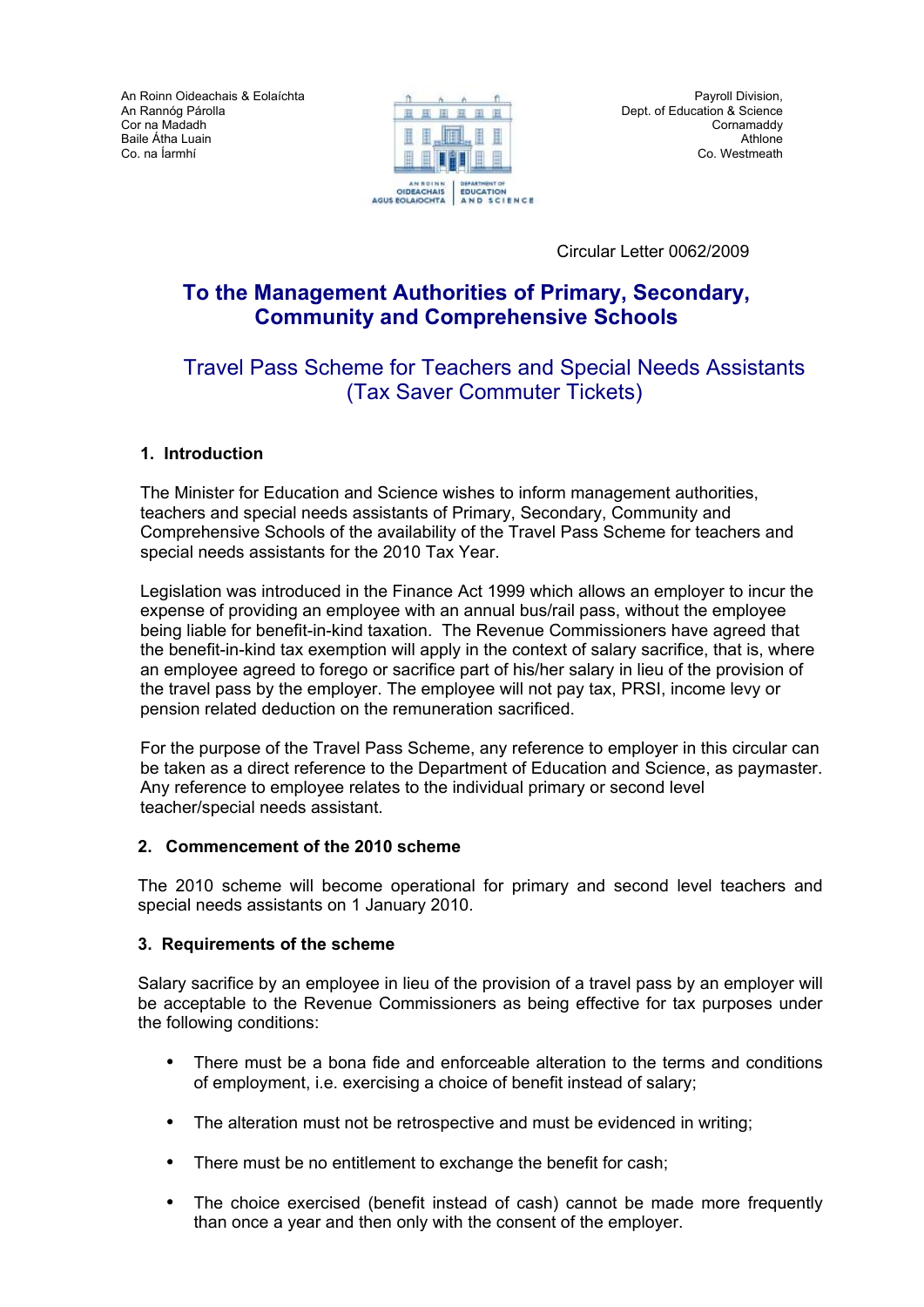An Roinn Oideachais & Eolaíchta
An Rannóg Párolla
Cor na Madadh
Baile Átha Luain
Co. na Íarmhí

Payroll Division,
Dept. of Education & Science
Cornamaddy
Athlone
Co. Westmeath

Circular Letter 0062/2009

# To the Management Authorities of Primary, Secondary, Community and Comprehensive Schools

## Travel Pass Scheme for Teachers and Special Needs Assistants (Tax Saver Commuter Tickets)

### 1. Introduction

The Minister for Education and Science wishes to inform management authorities, teachers and special needs assistants of Primary, Secondary, Community and Comprehensive Schools of the availability of the Travel Pass Scheme for teachers and special needs assistants for the 2010 Tax Year.

Legislation was introduced in the Finance Act 1999 which allows an employer to incur the expense of providing an employee with an annual bus/rail pass, without the employee being liable for benefit-in-kind taxation. The Revenue Commissioners have agreed that the benefit-in-kind tax exemption will apply in the context of salary sacrifice, that is, where an employee agreed to forego or sacrifice part of his/her salary in lieu of the provision of the travel pass by the employer. The employee will not pay tax, PRSI, income levy or pension related deduction on the remuneration sacrificed.

For the purpose of the Travel Pass Scheme, any reference to employer in this circular can be taken as a direct reference to the Department of Education and Science, as paymaster. Any reference to employee relates to the individual primary or second level teacher/special needs assistant.

### 2. Commencement of the 2010 scheme

The 2010 scheme will become operational for primary and second level teachers and special needs assistants on 1 January 2010.

### 3. Requirements of the scheme

Salary sacrifice by an employee in lieu of the provision of a travel pass by an employer will be acceptable to the Revenue Commissioners as being effective for tax purposes under the following conditions:

- There must be a bona fide and enforceable alteration to the terms and conditions of employment, i.e. exercising a choice of benefit instead of salary;
- The alteration must not be retrospective and must be evidenced in writing;
- There must be no entitlement to exchange the benefit for cash;
- The choice exercised (benefit instead of cash) cannot be made more frequently than once a year and then only with the consent of the employer.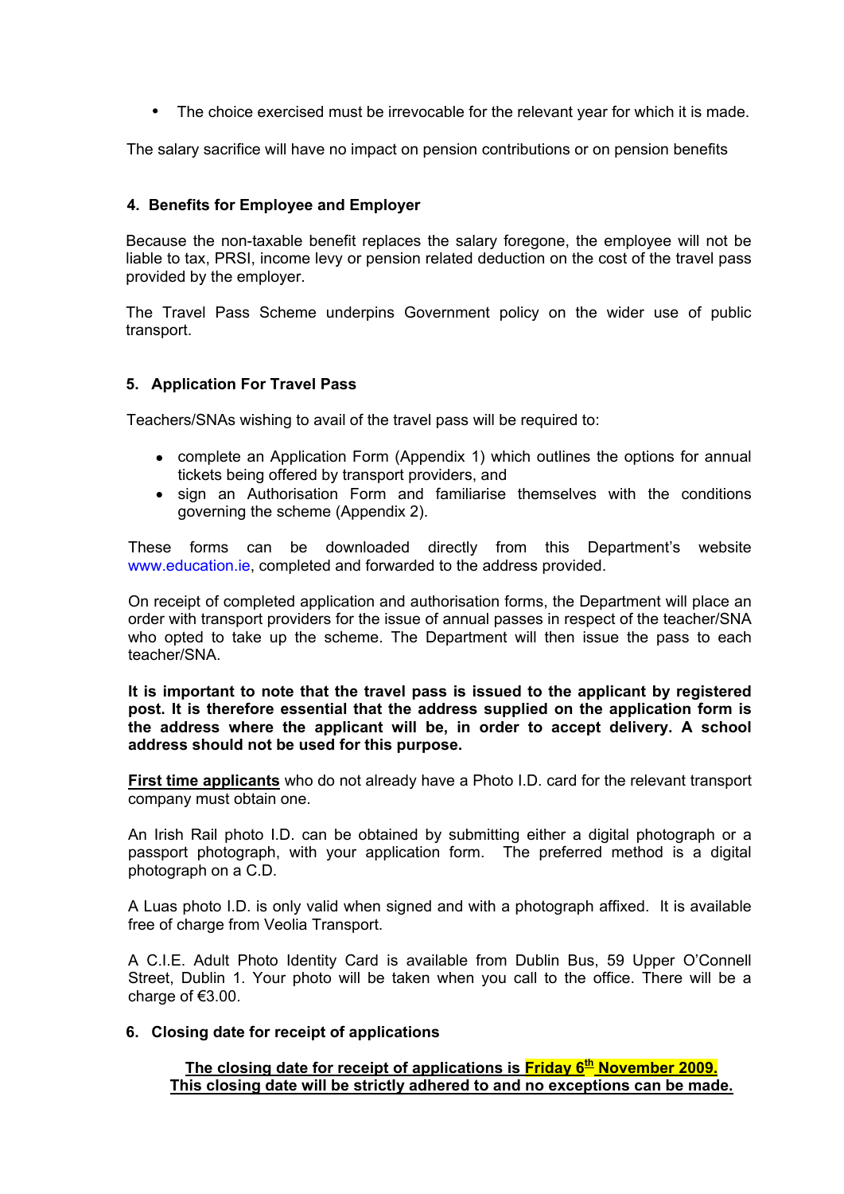- The choice exercised must be irrevocable for the relevant year for which it is made.

The salary sacrifice will have no impact on pension contributions or on pension benefits

## 4. Benefits for Employee and Employer

Because the non-taxable benefit replaces the salary foregone, the employee will not be liable to tax, PRSI, income levy or pension related deduction on the cost of the travel pass provided by the employer.

The Travel Pass Scheme underpins Government policy on the wider use of public transport.

## 5. Application For Travel Pass

Teachers/SNAs wishing to avail of the travel pass will be required to:

- complete an Application Form (Appendix 1) which outlines the options for annual tickets being offered by transport providers, and
- sign an Authorisation Form and familiarise themselves with the conditions governing the scheme (Appendix 2).

These forms can be downloaded directly from this Department's website www.education.ie, completed and forwarded to the address provided.

On receipt of completed application and authorisation forms, the Department will place an order with transport providers for the issue of annual passes in respect of the teacher/SNA who opted to take up the scheme. The Department will then issue the pass to each teacher/SNA.

**It is important to note that the travel pass is issued to the applicant by registered post. It is therefore essential that the address supplied on the application form is the address where the applicant will be, in order to accept delivery. A school address should not be used for this purpose.**

**First time applicants** who do not already have a Photo I.D. card for the relevant transport company must obtain one.

An Irish Rail photo I.D. can be obtained by submitting either a digital photograph or a passport photograph, with your application form. The preferred method is a digital photograph on a C.D.

A Luas photo I.D. is only valid when signed and with a photograph affixed. It is available free of charge from Veolia Transport.

A C.I.E. Adult Photo Identity Card is available from Dublin Bus, 59 Upper O'Connell Street, Dublin 1. Your photo will be taken when you call to the office. There will be a charge of €3.00.

## 6. Closing date for receipt of applications

**The closing date for receipt of applications is Friday 6th November 2009.**
**This closing date will be strictly adhered to and no exceptions can be made.**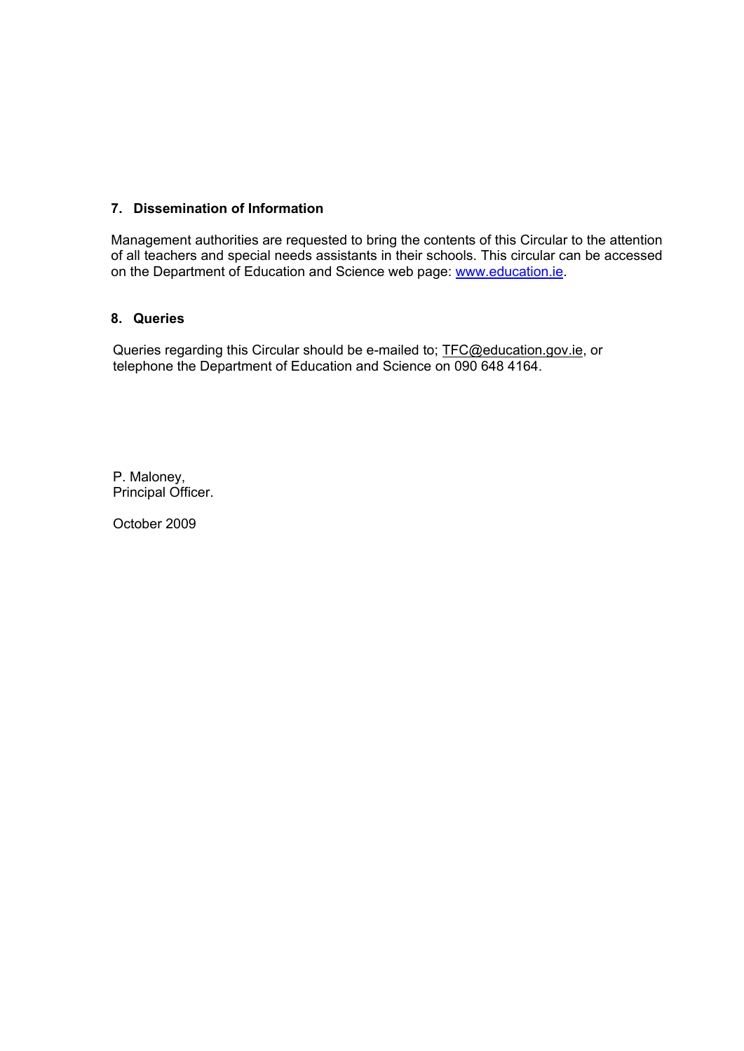## 7. Dissemination of Information

Management authorities are requested to bring the contents of this Circular to the attention of all teachers and special needs assistants in their schools. This circular can be accessed on the Department of Education and Science web page: www.education.ie.

## 8. Queries

Queries regarding this Circular should be e-mailed to; TFC@education.gov.ie, or telephone the Department of Education and Science on 090 648 4164.

P. Maloney,
Principal Officer.

October 2009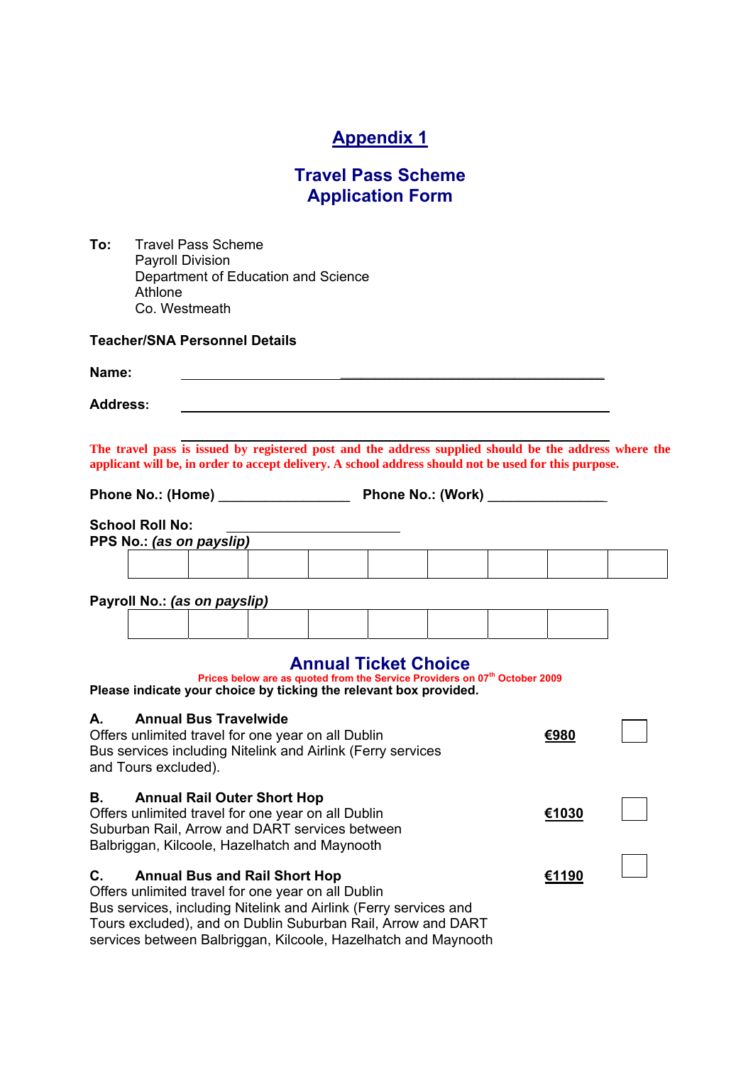# Appendix 1

## Travel Pass Scheme Application Form

**To:** Travel Pass Scheme
Payroll Division
Department of Education and Science
Athlone
Co. Westmeath

**Teacher/SNA Personnel Details**

**Name:** ________________________________________

**Address:** ________________________________________

________________________________________

**The travel pass is issued by registered post and the address supplied should be the address where the applicant will be, in order to accept delivery. A school address should not be used for this purpose.**

**Phone No.: (Home)** _________________ **Phone No.: (Work)** _________________

**School Roll No:** _________________

**PPS No.:** ***(as on payslip)***

| | | | | | | | | |
|---|---|---|---|---|---|---|---|---|
| | | | | | | | | |

**Payroll No.:** ***(as on payslip)***

| | | | | | | | |
|---|---|---|---|---|---|---|---|
| | | | | | | | |

## Annual Ticket Choice

**Prices below are as quoted from the Service Providers on 07th October 2009**

**Please indicate your choice by ticking the relevant box provided.**

**A. Annual Bus Travelwide**
Offers unlimited travel for one year on all Dublin Bus services including Nitelink and Airlink (Ferry services and Tours excluded). **€980** ☐

**B. Annual Rail Outer Short Hop**
Offers unlimited travel for one year on all Dublin Suburban Rail, Arrow and DART services between Balbriggan, Kilcoole, Hazelhatch and Maynooth **€1030** ☐

**C. Annual Bus and Rail Short Hop**
Offers unlimited travel for one year on all Dublin Bus services, including Nitelink and Airlink (Ferry services and Tours excluded), and on Dublin Suburban Rail, Arrow and DART services between Balbriggan, Kilcoole, Hazelhatch and Maynooth **€1190** ☐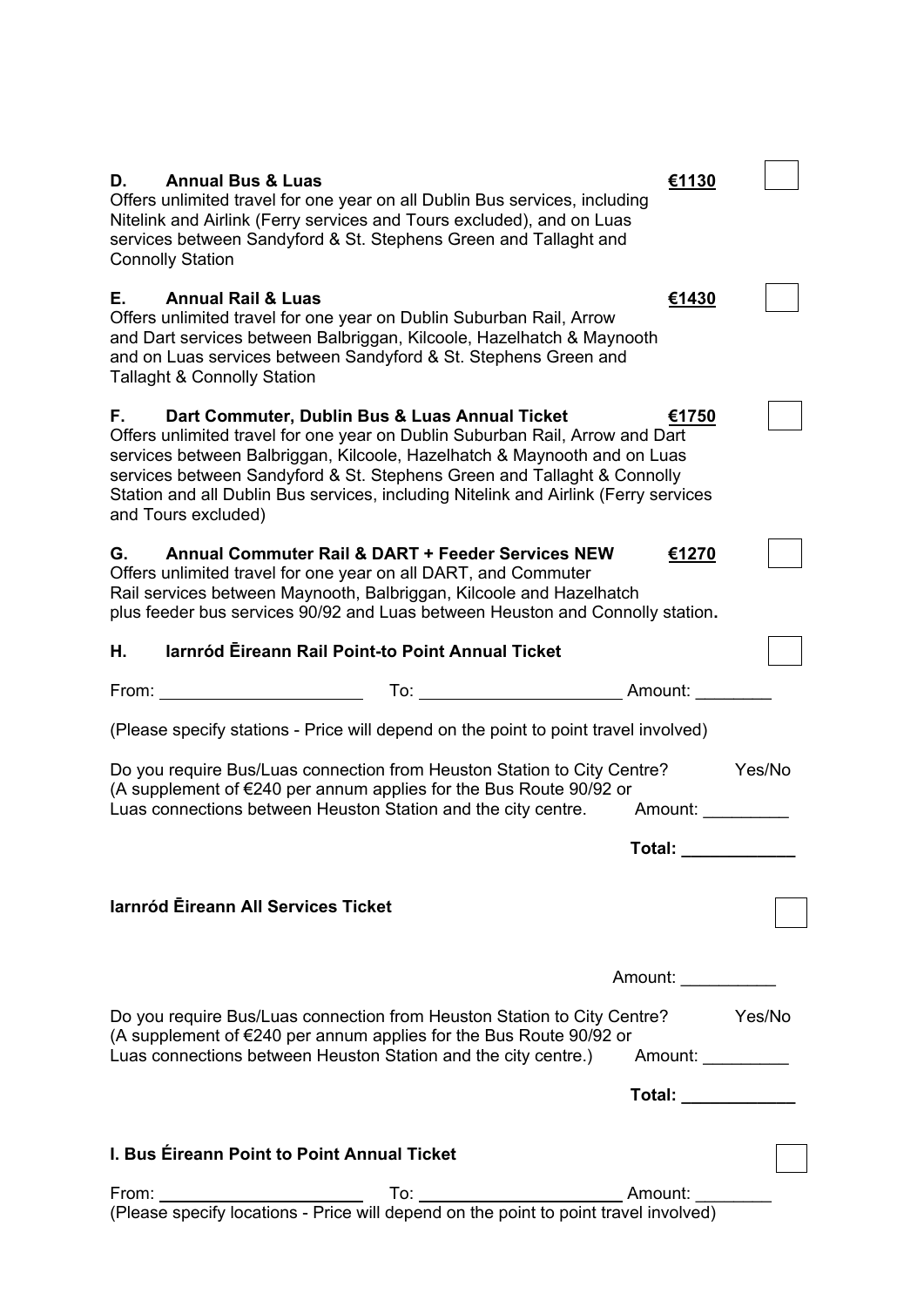**D. Annual Bus & Luas** **€1130** ☐

Offers unlimited travel for one year on all Dublin Bus services, including Nitelink and Airlink (Ferry services and Tours excluded), and on Luas services between Sandyford & St. Stephens Green and Tallaght and Connolly Station

**E. Annual Rail & Luas** **€1430** ☐

Offers unlimited travel for one year on Dublin Suburban Rail, Arrow and Dart services between Balbriggan, Kilcoole, Hazelhatch & Maynooth and on Luas services between Sandyford & St. Stephens Green and Tallaght & Connolly Station

**F. Dart Commuter, Dublin Bus & Luas Annual Ticket** **€1750** ☐

Offers unlimited travel for one year on Dublin Suburban Rail, Arrow and Dart services between Balbriggan, Kilcoole, Hazelhatch & Maynooth and on Luas services between Sandyford & St. Stephens Green and Tallaght & Connolly Station and all Dublin Bus services, including Nitelink and Airlink (Ferry services and Tours excluded)

**G. Annual Commuter Rail & DART + Feeder Services NEW** **€1270** ☐

Offers unlimited travel for one year on all DART, and Commuter Rail services between Maynooth, Balbriggan, Kilcoole and Hazelhatch plus feeder bus services 90/92 and Luas between Heuston and Connolly station**.**

**H. Iarnród Ēireann Rail Point-to Point Annual Ticket** ☐

From: ____________________ To: ____________________ Amount: ________

(Please specify stations - Price will depend on the point to point travel involved)

Do you require Bus/Luas connection from Heuston Station to City Centre? Yes/No
(A supplement of €240 per annum applies for the Bus Route 90/92 or Luas connections between Heuston Station and the city centre. Amount: _________

**Total: ____________**

**Iarnród Ēireann All Services Ticket** ☐

Amount: __________

Do you require Bus/Luas connection from Heuston Station to City Centre? Yes/No
(A supplement of €240 per annum applies for the Bus Route 90/92 or Luas connections between Heuston Station and the city centre.) Amount: _________

**Total: ____________**

**I. Bus Éireann Point to Point Annual Ticket** ☐

From: ____________________ To: ____________________ Amount: ________
(Please specify locations - Price will depend on the point to point travel involved)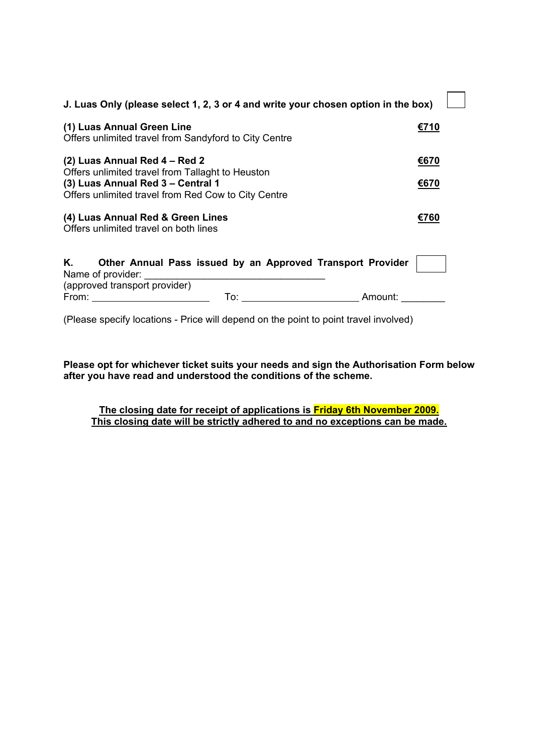**J. Luas Only (please select 1, 2, 3 or 4 and write your chosen option in the box)** ☐

**(1) Luas Annual Green Line** **€710**
Offers unlimited travel from Sandyford to City Centre

**(2) Luas Annual Red 4 – Red 2** **€670**
Offers unlimited travel from Tallaght to Heuston

**(3) Luas Annual Red 3 – Central 1** **€670**
Offers unlimited travel from Red Cow to City Centre

**(4) Luas Annual Red & Green Lines** **€760**
Offers unlimited travel on both lines

**K. Other Annual Pass issued by an Approved Transport Provider** ☐

Name of provider: ________________________________
(approved transport provider)
From: ____________________ To: ____________________ Amount: ________

(Please specify locations - Price will depend on the point to point travel involved)

**Please opt for whichever ticket suits your needs and sign the Authorisation Form below after you have read and understood the conditions of the scheme.**

**The closing date for receipt of applications is Friday 6th November 2009.**
**This closing date will be strictly adhered to and no exceptions can be made.**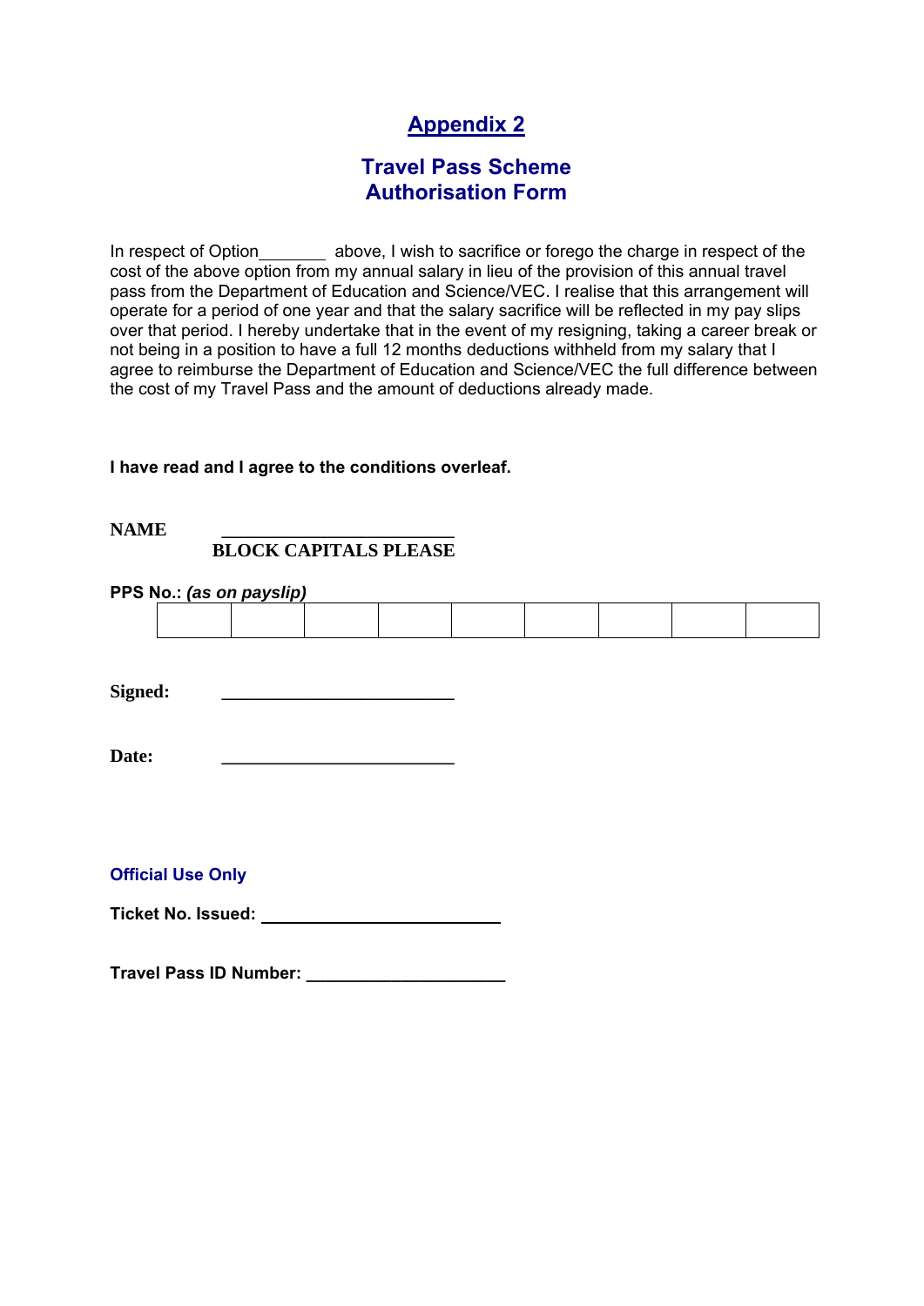# Appendix 2

## Travel Pass Scheme Authorisation Form

In respect of Option_______ above, I wish to sacrifice or forego the charge in respect of the cost of the above option from my annual salary in lieu of the provision of this annual travel pass from the Department of Education and Science/VEC. I realise that this arrangement will operate for a period of one year and that the salary sacrifice will be reflected in my pay slips over that period. I hereby undertake that in the event of my resigning, taking a career break or not being in a position to have a full 12 months deductions withheld from my salary that I agree to reimburse the Department of Education and Science/VEC the full difference between the cost of my Travel Pass and the amount of deductions already made.

**I have read and I agree to the conditions overleaf.**

**NAME** _________________________
**BLOCK CAPITALS PLEASE**

**PPS No.:** ***(as on payslip)***

| | | | | | | | | |
|---|---|---|---|---|---|---|---|---|
| | | | | | | | | |

**Signed:** _________________________

**Date:** _________________________

**Official Use Only**

**Ticket No. Issued:** _________________________

**Travel Pass ID Number:** _____________________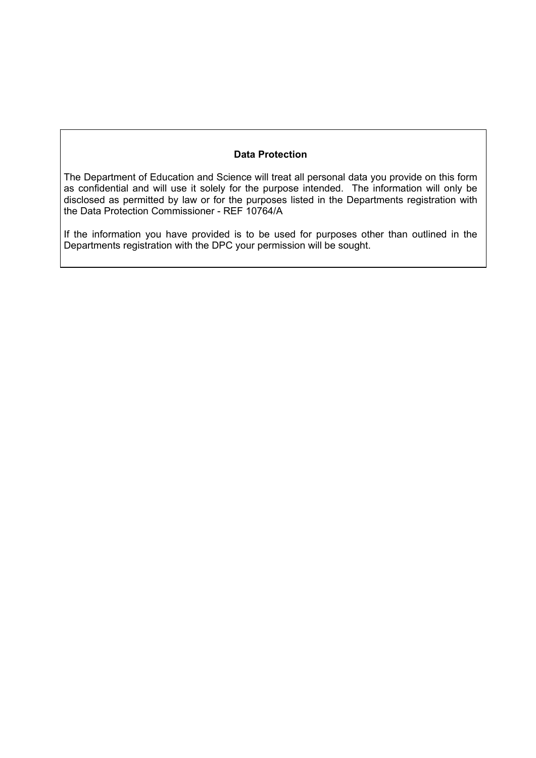**Data Protection**

The Department of Education and Science will treat all personal data you provide on this form as confidential and will use it solely for the purpose intended. The information will only be disclosed as permitted by law or for the purposes listed in the Departments registration with the Data Protection Commissioner - REF 10764/A

If the information you have provided is to be used for purposes other than outlined in the Departments registration with the DPC your permission will be sought.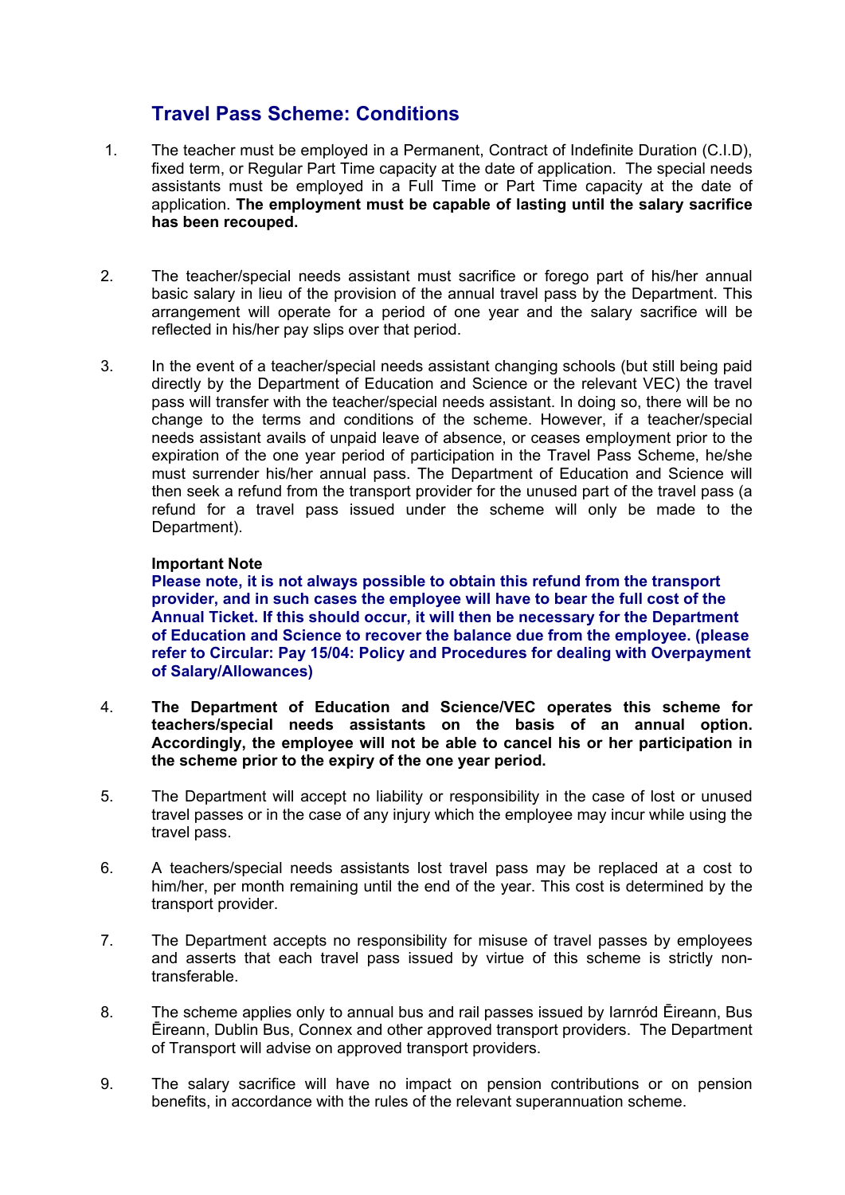## Travel Pass Scheme: Conditions

1. The teacher must be employed in a Permanent, Contract of Indefinite Duration (C.I.D), fixed term, or Regular Part Time capacity at the date of application. The special needs assistants must be employed in a Full Time or Part Time capacity at the date of application. **The employment must be capable of lasting until the salary sacrifice has been recouped.**

2. The teacher/special needs assistant must sacrifice or forego part of his/her annual basic salary in lieu of the provision of the annual travel pass by the Department. This arrangement will operate for a period of one year and the salary sacrifice will be reflected in his/her pay slips over that period.

3. In the event of a teacher/special needs assistant changing schools (but still being paid directly by the Department of Education and Science or the relevant VEC) the travel pass will transfer with the teacher/special needs assistant. In doing so, there will be no change to the terms and conditions of the scheme. However, if a teacher/special needs assistant avails of unpaid leave of absence, or ceases employment prior to the expiration of the one year period of participation in the Travel Pass Scheme, he/she must surrender his/her annual pass. The Department of Education and Science will then seek a refund from the transport provider for the unused part of the travel pass (a refund for a travel pass issued under the scheme will only be made to the Department).

   **Important Note**
   **Please note, it is not always possible to obtain this refund from the transport provider, and in such cases the employee will have to bear the full cost of the Annual Ticket. If this should occur, it will then be necessary for the Department of Education and Science to recover the balance due from the employee. (please refer to Circular: Pay 15/04: Policy and Procedures for dealing with Overpayment of Salary/Allowances)**

4. **The Department of Education and Science/VEC operates this scheme for teachers/special needs assistants on the basis of an annual option. Accordingly, the employee will not be able to cancel his or her participation in the scheme prior to the expiry of the one year period.**

5. The Department will accept no liability or responsibility in the case of lost or unused travel passes or in the case of any injury which the employee may incur while using the travel pass.

6. A teachers/special needs assistants lost travel pass may be replaced at a cost to him/her, per month remaining until the end of the year. This cost is determined by the transport provider.

7. The Department accepts no responsibility for misuse of travel passes by employees and asserts that each travel pass issued by virtue of this scheme is strictly non-transferable.

8. The scheme applies only to annual bus and rail passes issued by Iarnród Ēireann, Bus Ēireann, Dublin Bus, Connex and other approved transport providers. The Department of Transport will advise on approved transport providers.

9. The salary sacrifice will have no impact on pension contributions or on pension benefits, in accordance with the rules of the relevant superannuation scheme.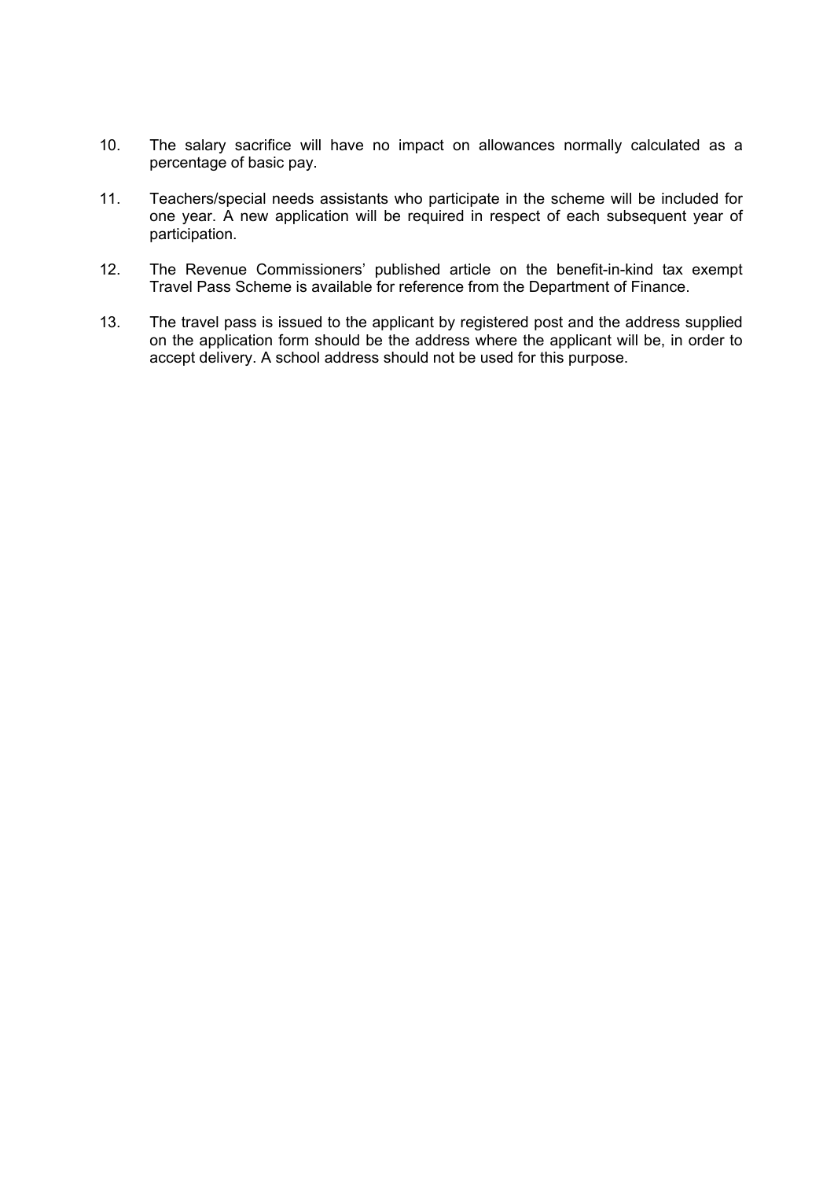10. The salary sacrifice will have no impact on allowances normally calculated as a percentage of basic pay.

11. Teachers/special needs assistants who participate in the scheme will be included for one year. A new application will be required in respect of each subsequent year of participation.

12. The Revenue Commissioners' published article on the benefit-in-kind tax exempt Travel Pass Scheme is available for reference from the Department of Finance.

13. The travel pass is issued to the applicant by registered post and the address supplied on the application form should be the address where the applicant will be, in order to accept delivery. A school address should not be used for this purpose.